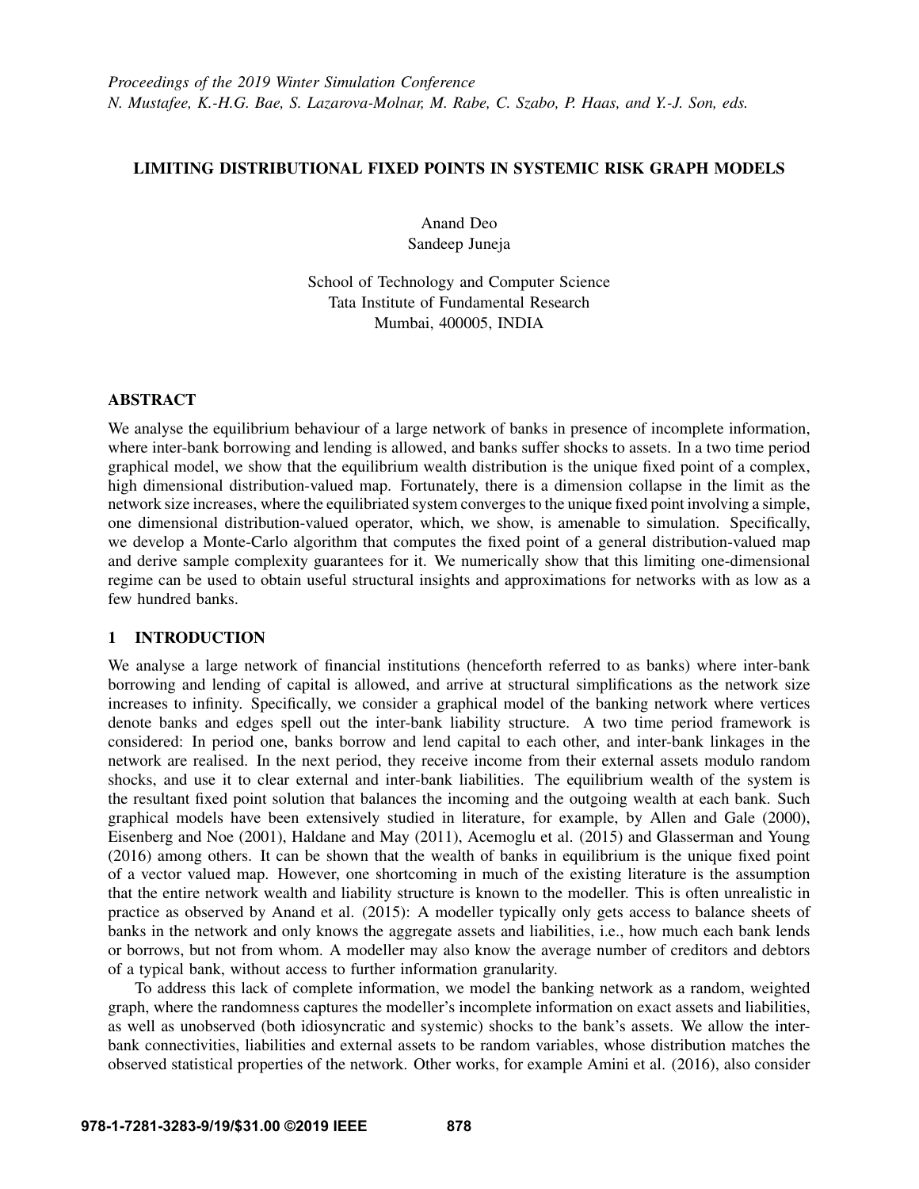# LIMITING DISTRIBUTIONAL FIXED POINTS IN SYSTEMIC RISK GRAPH MODELS

Anand Deo
Sandeep Juneja

School of Technology and Computer Science
Tata Institute of Fundamental Research
Mumbai, 400005, INDIA

## ABSTRACT

We analyse the equilibrium behaviour of a large network of banks in presence of incomplete information, where inter-bank borrowing and lending is allowed, and banks suffer shocks to assets. In a two time period graphical model, we show that the equilibrium wealth distribution is the unique fixed point of a complex, high dimensional distribution-valued map. Fortunately, there is a dimension collapse in the limit as the network size increases, where the equilibriated system converges to the unique fixed point involving a simple, one dimensional distribution-valued operator, which, we show, is amenable to simulation. Specifically, we develop a Monte-Carlo algorithm that computes the fixed point of a general distribution-valued map and derive sample complexity guarantees for it. We numerically show that this limiting one-dimensional regime can be used to obtain useful structural insights and approximations for networks with as low as a few hundred banks.

## 1 INTRODUCTION

We analyse a large network of financial institutions (henceforth referred to as banks) where inter-bank borrowing and lending of capital is allowed, and arrive at structural simplifications as the network size increases to infinity. Specifically, we consider a graphical model of the banking network where vertices denote banks and edges spell out the inter-bank liability structure. A two time period framework is considered: In period one, banks borrow and lend capital to each other, and inter-bank linkages in the network are realised. In the next period, they receive income from their external assets modulo random shocks, and use it to clear external and inter-bank liabilities. The equilibrium wealth of the system is the resultant fixed point solution that balances the incoming and the outgoing wealth at each bank. Such graphical models have been extensively studied in literature, for example, by Allen and Gale (2000), Eisenberg and Noe (2001), Haldane and May (2011), Acemoglu et al. (2015) and Glasserman and Young (2016) among others. It can be shown that the wealth of banks in equilibrium is the unique fixed point of a vector valued map. However, one shortcoming in much of the existing literature is the assumption that the entire network wealth and liability structure is known to the modeller. This is often unrealistic in practice as observed by Anand et al. (2015): A modeller typically only gets access to balance sheets of banks in the network and only knows the aggregate assets and liabilities, i.e., how much each bank lends or borrows, but not from whom. A modeller may also know the average number of creditors and debtors of a typical bank, without access to further information granularity.

To address this lack of complete information, we model the banking network as a random, weighted graph, where the randomness captures the modeller's incomplete information on exact assets and liabilities, as well as unobserved (both idiosyncratic and systemic) shocks to the bank's assets. We allow the inter-bank connectivities, liabilities and external assets to be random variables, whose distribution matches the observed statistical properties of the network. Other works, for example Amini et al. (2016), also consider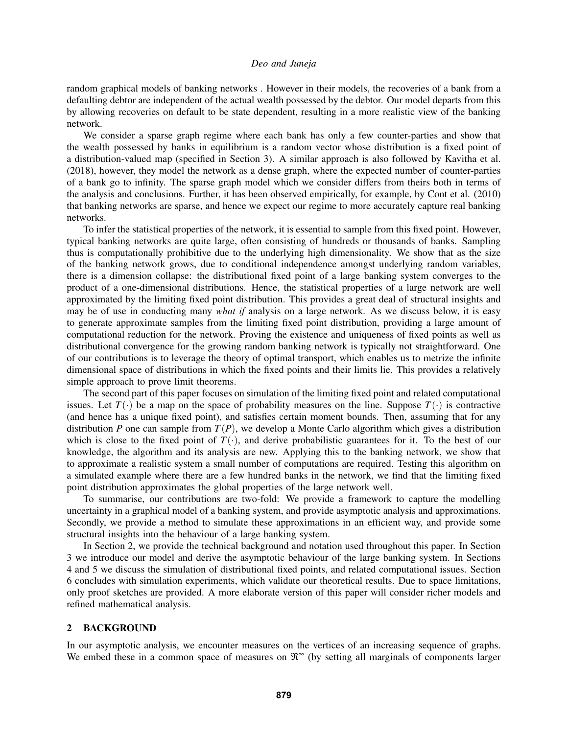random graphical models of banking networks . However in their models, the recoveries of a bank from a defaulting debtor are independent of the actual wealth possessed by the debtor. Our model departs from this by allowing recoveries on default to be state dependent, resulting in a more realistic view of the banking network.

We consider a sparse graph regime where each bank has only a few counter-parties and show that the wealth possessed by banks in equilibrium is a random vector whose distribution is a fixed point of a distribution-valued map (specified in Section 3). A similar approach is also followed by Kavitha et al. (2018), however, they model the network as a dense graph, where the expected number of counter-parties of a bank go to infinity. The sparse graph model which we consider differs from theirs both in terms of the analysis and conclusions. Further, it has been observed empirically, for example, by Cont et al. (2010) that banking networks are sparse, and hence we expect our regime to more accurately capture real banking networks.

To infer the statistical properties of the network, it is essential to sample from this fixed point. However, typical banking networks are quite large, often consisting of hundreds or thousands of banks. Sampling thus is computationally prohibitive due to the underlying high dimensionality. We show that as the size of the banking network grows, due to conditional independence amongst underlying random variables, there is a dimension collapse: the distributional fixed point of a large banking system converges to the product of a one-dimensional distributions. Hence, the statistical properties of a large network are well approximated by the limiting fixed point distribution. This provides a great deal of structural insights and may be of use in conducting many *what if* analysis on a large network. As we discuss below, it is easy to generate approximate samples from the limiting fixed point distribution, providing a large amount of computational reduction for the network. Proving the existence and uniqueness of fixed points as well as distributional convergence for the growing random banking network is typically not straightforward. One of our contributions is to leverage the theory of optimal transport, which enables us to metrize the infinite dimensional space of distributions in which the fixed points and their limits lie. This provides a relatively simple approach to prove limit theorems.

The second part of this paper focuses on simulation of the limiting fixed point and related computational issues. Let $T(\cdot)$ be a map on the space of probability measures on the line. Suppose $T(\cdot)$ is contractive (and hence has a unique fixed point), and satisfies certain moment bounds. Then, assuming that for any distribution $P$ one can sample from $T(P)$, we develop a Monte Carlo algorithm which gives a distribution which is close to the fixed point of $T(\cdot)$, and derive probabilistic guarantees for it. To the best of our knowledge, the algorithm and its analysis are new. Applying this to the banking network, we show that to approximate a realistic system a small number of computations are required. Testing this algorithm on a simulated example where there are a few hundred banks in the network, we find that the limiting fixed point distribution approximates the global properties of the large network well.

To summarise, our contributions are two-fold: We provide a framework to capture the modelling uncertainty in a graphical model of a banking system, and provide asymptotic analysis and approximations. Secondly, we provide a method to simulate these approximations in an efficient way, and provide some structural insights into the behaviour of a large banking system.

In Section 2, we provide the technical background and notation used throughout this paper. In Section 3 we introduce our model and derive the asymptotic behaviour of the large banking system. In Sections 4 and 5 we discuss the simulation of distributional fixed points, and related computational issues. Section 6 concludes with simulation experiments, which validate our theoretical results. Due to space limitations, only proof sketches are provided. A more elaborate version of this paper will consider richer models and refined mathematical analysis.

## 2 BACKGROUND

In our asymptotic analysis, we encounter measures on the vertices of an increasing sequence of graphs. We embed these in a common space of measures on $\Re^\infty$ (by setting all marginals of components larger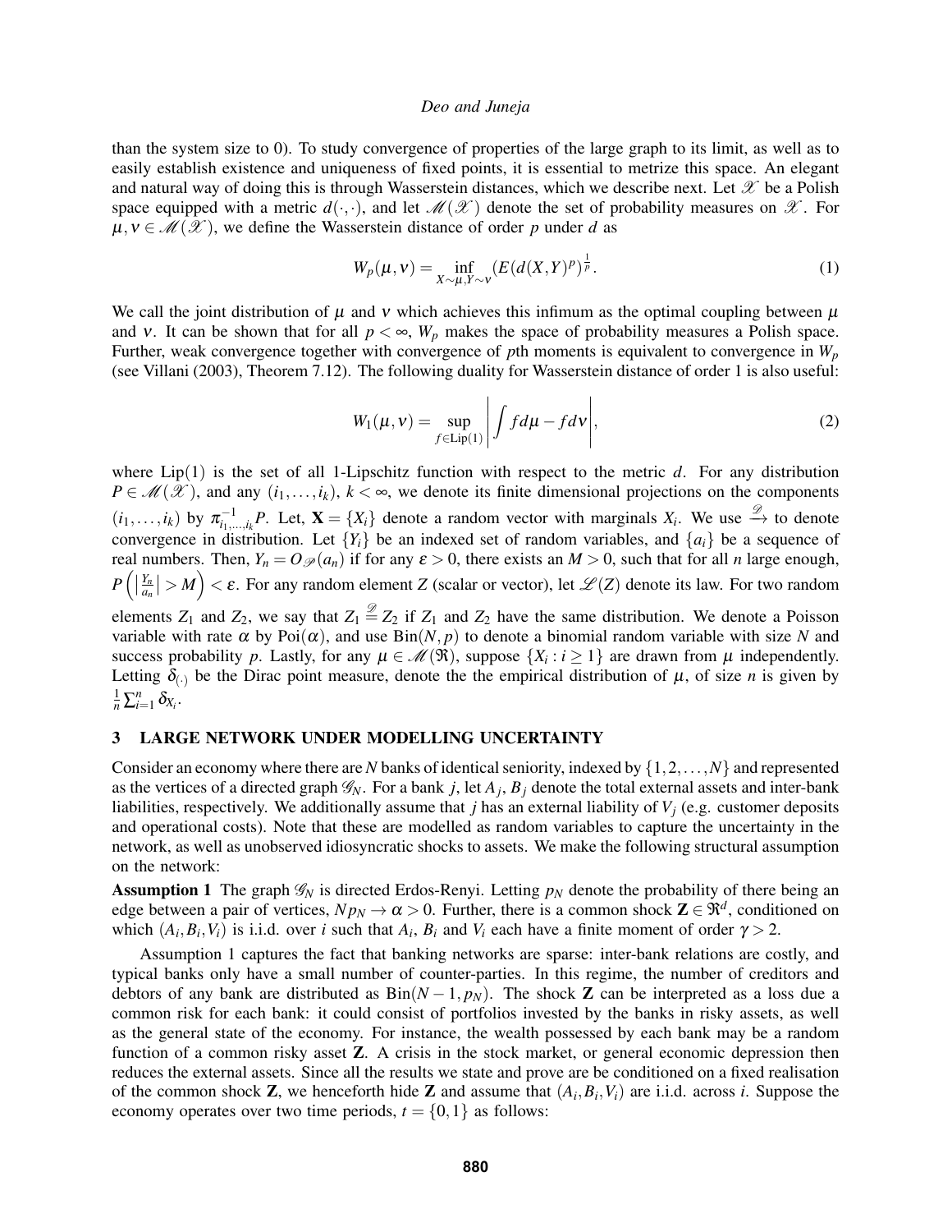than the system size to 0). To study convergence of properties of the large graph to its limit, as well as to easily establish existence and uniqueness of fixed points, it is essential to metrize this space. An elegant and natural way of doing this is through Wasserstein distances, which we describe next. Let $\mathscr{X}$ be a Polish space equipped with a metric $d(\cdot,\cdot)$, and let $\mathscr{M}(\mathscr{X})$ denote the set of probability measures on $\mathscr{X}$. For $\mu, \nu \in \mathscr{M}(\mathscr{X})$, we define the Wasserstein distance of order $p$ under $d$ as

$$W_p(\mu,\nu) = \inf_{X\sim\mu, Y\sim\nu} (E(d(X,Y)^p)^{\frac{1}{p}}. \tag{1}$$

We call the joint distribution of $\mu$ and $\nu$ which achieves this infimum as the optimal coupling between $\mu$ and $\nu$. It can be shown that for all $p < \infty$, $W_p$ makes the space of probability measures a Polish space. Further, weak convergence together with convergence of $p$th moments is equivalent to convergence in $W_p$ (see Villani (2003), Theorem 7.12). The following duality for Wasserstein distance of order 1 is also useful:

$$W_1(\mu,\nu) = \sup_{f\in \mathrm{Lip}(1)} \left| \int f d\mu - f d\nu \right|, \tag{2}$$

where $\mathrm{Lip}(1)$ is the set of all 1-Lipschitz function with respect to the metric $d$. For any distribution $P \in \mathscr{M}(\mathscr{X})$, and any $(i_1,\dots,i_k)$, $k < \infty$, we denote its finite dimensional projections on the components $(i_1,\dots,i_k)$ by $\pi^{-1}_{i_1,\dots,i_k} P$. Let, $\mathbf{X} = \{X_i\}$ denote a random vector with marginals $X_i$. We use $\xrightarrow{\mathscr{D}}$ to denote convergence in distribution. Let $\{Y_i\}$ be an indexed set of random variables, and $\{a_i\}$ be a sequence of real numbers. Then, $Y_n = O_{\mathscr{P}}(a_n)$ if for any $\varepsilon > 0$, there exists an $M > 0$, such that for all $n$ large enough, $P\left(\left|\frac{Y_n}{a_n}\right| > M\right) < \varepsilon$. For any random element $Z$ (scalar or vector), let $\mathscr{L}(Z)$ denote its law. For two random elements $Z_1$ and $Z_2$, we say that $Z_1 \stackrel{\mathscr{D}}{=} Z_2$ if $Z_1$ and $Z_2$ have the same distribution. We denote a Poisson variable with rate $\alpha$ by $\mathrm{Poi}(\alpha)$, and use $\mathrm{Bin}(N,p)$ to denote a binomial random variable with size $N$ and success probability $p$. Lastly, for any $\mu \in \mathscr{M}(\mathfrak{R})$, suppose $\{X_i : i \geq 1\}$ are drawn from $\mu$ independently. Letting $\delta_{(\cdot)}$ be the Dirac point measure, denote the the empirical distribution of $\mu$, of size $n$ is given by $\frac{1}{n}\sum_{i=1}^{n} \delta_{X_i}$.

## 3 LARGE NETWORK UNDER MODELLING UNCERTAINTY

Consider an economy where there are $N$ banks of identical seniority, indexed by $\{1,2,\dots,N\}$ and represented as the vertices of a directed graph $\mathscr{G}_N$. For a bank $j$, let $A_j$, $B_j$ denote the total external assets and inter-bank liabilities, respectively. We additionally assume that $j$ has an external liability of $V_j$ (e.g. customer deposits and operational costs). Note that these are modelled as random variables to capture the uncertainty in the network, as well as unobserved idiosyncratic shocks to assets. We make the following structural assumption on the network:

**Assumption 1** The graph $\mathscr{G}_N$ is directed Erdos-Renyi. Letting $p_N$ denote the probability of there being an edge between a pair of vertices, $Np_N \to \alpha > 0$. Further, there is a common shock $\mathbf{Z} \in \mathfrak{R}^d$, conditioned on which $(A_i, B_i, V_i)$ is i.i.d. over $i$ such that $A_i$, $B_i$ and $V_i$ each have a finite moment of order $\gamma > 2$.

Assumption 1 captures the fact that banking networks are sparse: inter-bank relations are costly, and typical banks only have a small number of counter-parties. In this regime, the number of creditors and debtors of any bank are distributed as $\mathrm{Bin}(N-1, p_N)$. The shock $\mathbf{Z}$ can be interpreted as a loss due a common risk for each bank: it could consist of portfolios invested by the banks in risky assets, as well as the general state of the economy. For instance, the wealth possessed by each bank may be a random function of a common risky asset $\mathbf{Z}$. A crisis in the stock market, or general economic depression then reduces the external assets. Since all the results we state and prove are be conditioned on a fixed realisation of the common shock $\mathbf{Z}$, we henceforth hide $\mathbf{Z}$ and assume that $(A_i, B_i, V_i)$ are i.i.d. across $i$. Suppose the economy operates over two time periods, $t = \{0,1\}$ as follows: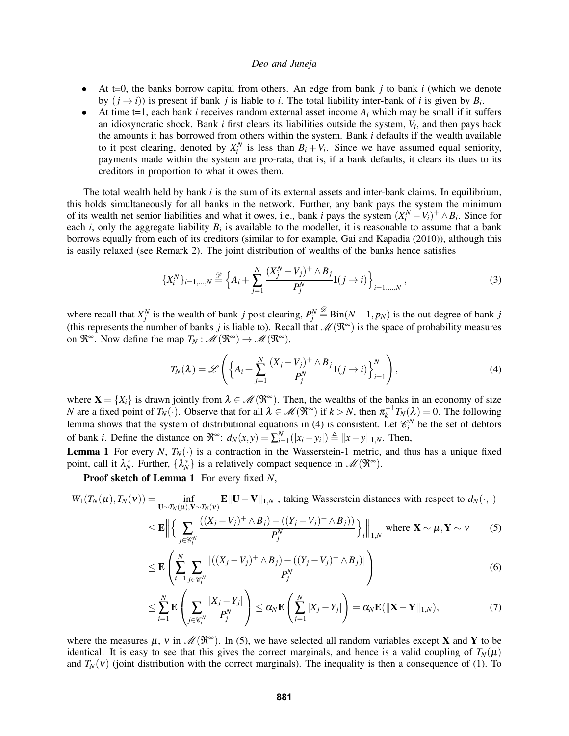- At t=0, the banks borrow capital from others. An edge from bank $j$ to bank $i$ (which we denote by $(j \to i)$) is present if bank $j$ is liable to $i$. The total liability inter-bank of $i$ is given by $B_i$.
- At time t=1, each bank $i$ receives random external asset income $A_i$ which may be small if it suffers an idiosyncratic shock. Bank $i$ first clears its liabilities outside the system, $V_i$, and then pays back the amounts it has borrowed from others within the system. Bank $i$ defaults if the wealth available to it post clearing, denoted by $X_i^N$ is less than $B_i + V_i$. Since we have assumed equal seniority, payments made within the system are pro-rata, that is, if a bank defaults, it clears its dues to its creditors in proportion to what it owes them.

The total wealth held by bank $i$ is the sum of its external assets and inter-bank claims. In equilibrium, this holds simultaneously for all banks in the network. Further, any bank pays the system the minimum of its wealth net senior liabilities and what it owes, i.e., bank $i$ pays the system $(X_i^N - V_i)^+ \wedge B_i$. Since for each $i$, only the aggregate liability $B_i$ is available to the modeller, it is reasonable to assume that a bank borrows equally from each of its creditors (similar to for example, Gai and Kapadia (2010)), although this is easily relaxed (see Remark 2). The joint distribution of wealths of the banks hence satisfies

$$\{X_i^N\}_{i=1,\ldots,N} \stackrel{\mathscr{D}}{=} \Big\{A_i + \sum_{j=1}^{N} \frac{(X_j^N - V_j)^+ \wedge B_j}{P_j^N} \mathbf{I}(j \to i)\Big\}_{i=1,\ldots,N}, \tag{3}$$

where recall that $X_j^N$ is the wealth of bank $j$ post clearing, $P_j^N \stackrel{\mathscr{D}}{=} \mathrm{Bin}(N-1, p_N)$ is the out-degree of bank $j$ (this represents the number of banks $j$ is liable to). Recall that $\mathscr{M}(\mathfrak{R}^\infty)$ is the space of probability measures on $\mathfrak{R}^\infty$. Now define the map $T_N : \mathscr{M}(\mathfrak{R}^\infty) \to \mathscr{M}(\mathfrak{R}^\infty)$,

$$T_N(\lambda) = \mathscr{L}\left(\Big\{A_i + \sum_{j=1}^{N} \frac{(X_j - V_j)^+ \wedge B_j}{P_j^N} \mathbf{I}(j \to i)\Big\}_{i=1}^{N}\right), \tag{4}$$

where $\mathbf{X} = \{X_i\}$ is drawn jointly from $\lambda \in \mathscr{M}(\mathfrak{R}^\infty)$. Then, the wealths of the banks in an economy of size $N$ are a fixed point of $T_N(\cdot)$. Observe that for all $\lambda \in \mathscr{M}(\mathfrak{R}^\infty)$ if $k > N$, then $\pi_k^{-1} T_N(\lambda) = 0$. The following lemma shows that the system of distributional equations in (4) is consistent. Let $\mathscr{C}_i^N$ be the set of debtors of bank $i$. Define the distance on $\mathfrak{R}^\infty$: $d_N(x,y) = \sum_{i=1}^{N}(|x_i - y_i|) \triangleq \|x - y\|_{1,N}$. Then,

**Lemma 1** For every $N$, $T_N(\cdot)$ is a contraction in the Wasserstein-1 metric, and thus has a unique fixed point, call it $\lambda_N^*$. Further, $\{\lambda_N^*\}$ is a relatively compact sequence in $\mathscr{M}(\mathfrak{R}^\infty)$.

**Proof sketch of Lemma 1** For every fixed $N$,

$$W_1(T_N(\mu), T_N(\nu)) = \inf_{\mathbf{U} \sim T_N(\mu), \mathbf{V} \sim T_N(\nu)} \mathbf{E}\|\mathbf{U} - \mathbf{V}\|_{1,N} \text{ , taking Wasserstein distances with respect to } d_N(\cdot,\cdot)$$

$$\leq \mathbf{E}\Big\|\Big\{\sum_{j \in \mathscr{C}_i^N} \frac{((X_j - V_j)^+ \wedge B_j) - ((Y_j - V_j)^+ \wedge B_j))}{P_j^N}\Big\}_i\Big\|_{1,N} \text{ where } \mathbf{X} \sim \mu, \mathbf{Y} \sim \nu \tag{5}$$

$$\leq \mathbf{E}\left(\sum_{i=1}^{N} \sum_{j \in \mathscr{C}_i^N} \frac{|((X_j - V_j)^+ \wedge B_j) - ((Y_j - V_j)^+ \wedge B_j)|}{P_j^N}\right) \tag{6}$$

$$\leq \sum_{i=1}^{N} \mathbf{E}\left(\sum_{j \in \mathscr{C}_i^N} \frac{|X_j - Y_j|}{P_j^N}\right) \leq \alpha_N \mathbf{E}\left(\sum_{j=1}^{N} |X_j - Y_j|\right) = \alpha_N \mathbf{E}(\|\mathbf{X} - \mathbf{Y}\|_{1,N}), \tag{7}$$

where the measures $\mu$, $\nu$ in $\mathscr{M}(\mathfrak{R}^\infty)$. In (5), we have selected all random variables except $\mathbf{X}$ and $\mathbf{Y}$ to be identical. It is easy to see that this gives the correct marginals, and hence is a valid coupling of $T_N(\mu)$ and $T_N(\nu)$ (joint distribution with the correct marginals). The inequality is then a consequence of (1). To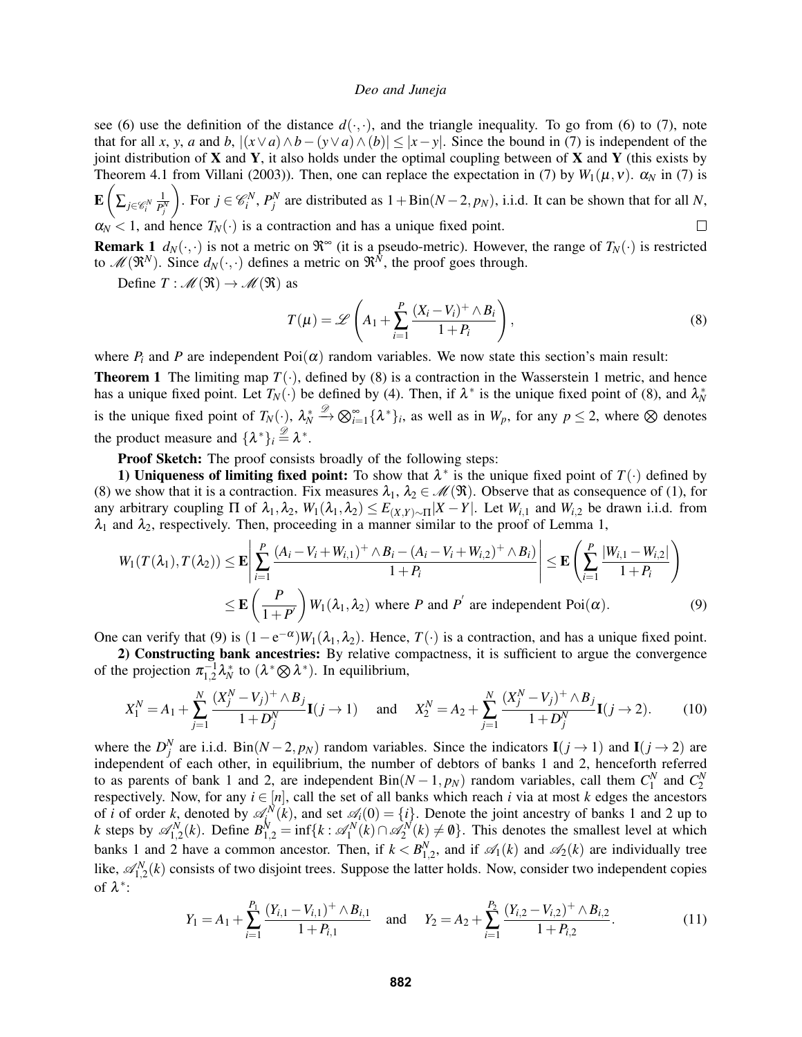see (6) use the definition of the distance $d(\cdot,\cdot)$, and the triangle inequality. To go from (6) to (7), note that for all $x$, $y$, $a$ and $b$, $|(x\vee a)\wedge b-(y\vee a)\wedge(b)|\leq|x-y|$. Since the bound in (7) is independent of the joint distribution of $\mathbf{X}$ and $\mathbf{Y}$, it also holds under the optimal coupling between of $\mathbf{X}$ and $\mathbf{Y}$ (this exists by Theorem 4.1 from Villani (2003)). Then, one can replace the expectation in (7) by $W_1(\mu,\nu)$. $\alpha_N$ in (7) is $\mathbf{E}\left(\sum_{j\in\mathscr{C}_i^N}\frac{1}{P_j^N}\right)$. For $j\in\mathscr{C}_i^N$, $P_j^N$ are distributed as $1+\text{Bin}(N-2,p_N)$, i.i.d. It can be shown that for all $N$, $\alpha_N<1$, and hence $T_N(\cdot)$ is a contraction and has a unique fixed point. $\square$

**Remark 1** $d_N(\cdot,\cdot)$ is not a metric on $\Re^\infty$ (it is a pseudo-metric). However, the range of $T_N(\cdot)$ is restricted to $\mathscr{M}(\Re^N)$. Since $d_N(\cdot,\cdot)$ defines a metric on $\Re^N$, the proof goes through.

Define $T:\mathscr{M}(\Re)\to\mathscr{M}(\Re)$ as

$$T(\mu)=\mathscr{L}\left(A_1+\sum_{i=1}^{P}\frac{(X_i-V_i)^+\wedge B_i}{1+P_i}\right),\tag{8}$$

where $P_i$ and $P$ are independent $\text{Poi}(\alpha)$ random variables. We now state this section's main result:

**Theorem 1** The limiting map $T(\cdot)$, defined by (8) is a contraction in the Wasserstein 1 metric, and hence has a unique fixed point. Let $T_N(\cdot)$ be defined by (4). Then, if $\lambda^*$ is the unique fixed point of (8), and $\lambda_N^*$ is the unique fixed point of $T_N(\cdot)$, $\lambda_N^*\xrightarrow{\mathscr{D}}\bigotimes_{i=1}^{\infty}\{\lambda^*\}_i$, as well as in $W_p$, for any $p\leq 2$, where $\bigotimes$ denotes the product measure and $\{\lambda^*\}_i\overset{\mathscr{D}}{=}\lambda^*$.

**Proof Sketch:** The proof consists broadly of the following steps:

**1) Uniqueness of limiting fixed point:** To show that $\lambda^*$ is the unique fixed point of $T(\cdot)$ defined by (8) we show that it is a contraction. Fix measures $\lambda_1$, $\lambda_2\in\mathscr{M}(\Re)$. Observe that as consequence of (1), for any arbitrary coupling $\Pi$ of $\lambda_1,\lambda_2$, $W_1(\lambda_1,\lambda_2)\leq E_{(X,Y)\sim\Pi}|X-Y|$. Let $W_{i,1}$ and $W_{i,2}$ be drawn i.i.d. from $\lambda_1$ and $\lambda_2$, respectively. Then, proceeding in a manner similar to the proof of Lemma 1,

$$\begin{aligned}W_1(T(\lambda_1),T(\lambda_2))&\leq\mathbf{E}\left|\sum_{i=1}^{P}\frac{(A_i-V_i+W_{i,1})^+\wedge B_i-(A_i-V_i+W_{i,2})^+\wedge B_i)}{1+P_i}\right|\leq\mathbf{E}\left(\sum_{i=1}^{P}\frac{|W_{i,1}-W_{i,2}|}{1+P_i}\right)\\&\leq\mathbf{E}\left(\frac{P}{1+P'}\right)W_1(\lambda_1,\lambda_2)\text{ where }P\text{ and }P'\text{ are independent Poi}(\alpha).\end{aligned}\tag{9}$$

One can verify that (9) is $(1-\mathrm{e}^{-\alpha})W_1(\lambda_1,\lambda_2)$. Hence, $T(\cdot)$ is a contraction, and has a unique fixed point.

**2) Constructing bank ancestries:** By relative compactness, it is sufficient to argue the convergence of the projection $\pi_{1,2}^{-1}\lambda_N^*$ to $(\lambda^*\bigotimes\lambda^*)$. In equilibrium,

$$X_1^N=A_1+\sum_{j=1}^{N}\frac{(X_j^N-V_j)^+\wedge B_j}{1+D_j^N}\mathbf{I}(j\to 1)\quad\text{ and }\quad X_2^N=A_2+\sum_{j=1}^{N}\frac{(X_j^N-V_j)^+\wedge B_j}{1+D_j^N}\mathbf{I}(j\to 2).\tag{10}$$

where the $D_j^N$ are i.i.d. $\text{Bin}(N-2,p_N)$ random variables. Since the indicators $\mathbf{I}(j\to 1)$ and $\mathbf{I}(j\to 2)$ are independent of each other, in equilibrium, the number of debtors of banks 1 and 2, henceforth referred to as parents of bank 1 and 2, are independent $\text{Bin}(N-1,p_N)$ random variables, call them $C_1^N$ and $C_2^N$ respectively. Now, for any $i\in[n]$, call the set of all banks which reach $i$ via at most $k$ edges the ancestors of $i$ of order $k$, denoted by $\mathscr{A}_i^N(k)$, and set $\mathscr{A}_i(0)=\{i\}$. Denote the joint ancestry of banks 1 and 2 up to $k$ steps by $\mathscr{A}_{1,2}^N(k)$. Define $B_{1,2}^N=\inf\{k:\mathscr{A}_1^N(k)\cap\mathscr{A}_2^N(k)\neq\emptyset\}$. This denotes the smallest level at which banks 1 and 2 have a common ancestor. Then, if $k<B_{1,2}^N$, and if $\mathscr{A}_1(k)$ and $\mathscr{A}_2(k)$ are individually tree like, $\mathscr{A}_{1,2}^N(k)$ consists of two disjoint trees. Suppose the latter holds. Now, consider two independent copies of $\lambda^*$:

$$Y_1=A_1+\sum_{i=1}^{P_1}\frac{(Y_{i,1}-V_{i,1})^+\wedge B_{i,1}}{1+P_{i,1}}\quad\text{ and }\quad Y_2=A_2+\sum_{i=1}^{P_2}\frac{(Y_{i,2}-V_{i,2})^+\wedge B_{i,2}}{1+P_{i,2}}.\tag{11}$$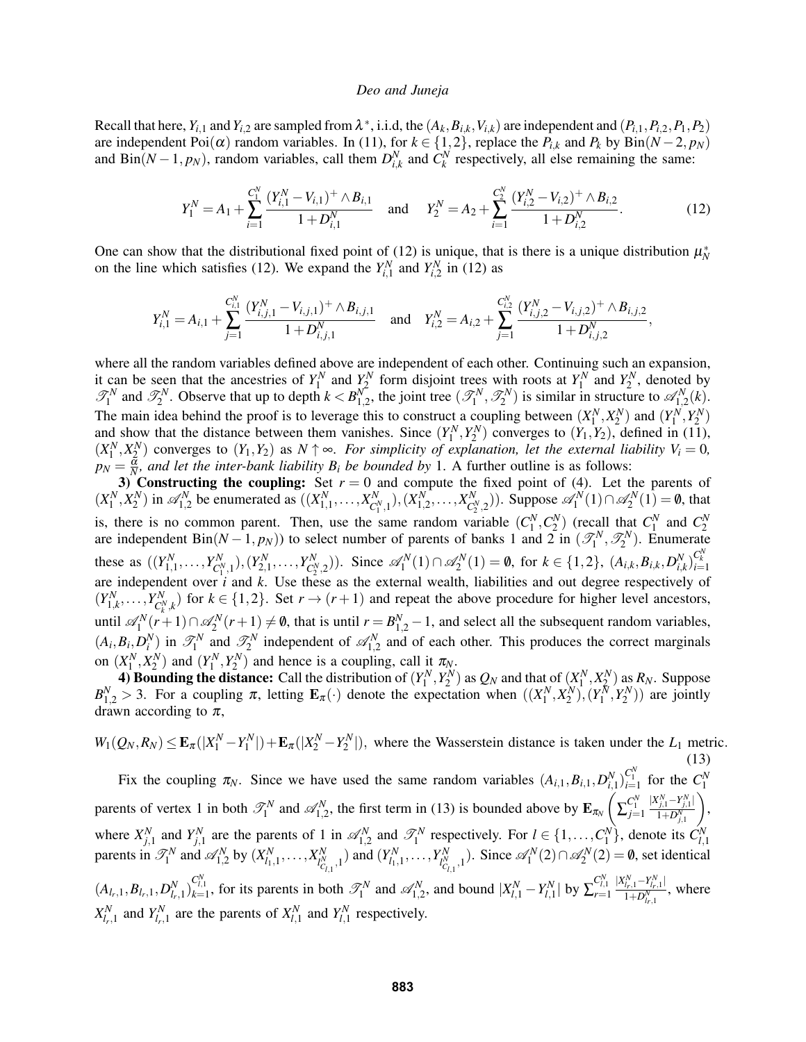Recall that here, $Y_{i,1}$ and $Y_{i,2}$ are sampled from $\lambda^*$, i.i.d, the $(A_k, B_{i,k}, V_{i,k})$ are independent and $(P_{i,1}, P_{i,2}, P_1, P_2)$ are independent $\text{Poi}(\alpha)$ random variables. In (11), for $k \in \{1,2\}$, replace the $P_{i,k}$ and $P_k$ by $\text{Bin}(N-2, p_N)$ and $\text{Bin}(N-1, p_N)$, random variables, call them $D^N_{i,k}$ and $C^N_k$ respectively, all else remaining the same:

$$Y_1^N = A_1 + \sum_{i=1}^{C_1^N} \frac{(Y_{i,1}^N - V_{i,1})^+ \wedge B_{i,1}}{1 + D_{i,1}^N} \quad \text{and} \quad Y_2^N = A_2 + \sum_{i=1}^{C_2^N} \frac{(Y_{i,2}^N - V_{i,2})^+ \wedge B_{i,2}}{1 + D_{i,2}^N}. \tag{12}$$

One can show that the distributional fixed point of (12) is unique, that is there is a unique distribution $\mu_N^*$ on the line which satisfies (12). We expand the $Y_{i,1}^N$ and $Y_{i,2}^N$ in (12) as

$$Y_{i,1}^N = A_{i,1} + \sum_{j=1}^{C_{i,1}^N} \frac{(Y_{i,j,1}^N - V_{i,j,1})^+ \wedge B_{i,j,1}}{1 + D_{i,j,1}^N} \quad \text{and} \quad Y_{i,2}^N = A_{i,2} + \sum_{j=1}^{C_{i,2}^N} \frac{(Y_{i,j,2}^N - V_{i,j,2})^+ \wedge B_{i,j,2}}{1 + D_{i,j,2}^N},$$

where all the random variables defined above are independent of each other. Continuing such an expansion, it can be seen that the ancestries of $Y_1^N$ and $Y_2^N$ form disjoint trees with roots at $Y_1^N$ and $Y_2^N$, denoted by $\mathscr{T}_1^N$ and $\mathscr{T}_2^N$. Observe that up to depth $k < B_{1,2}^N$, the joint tree $(\mathscr{T}_1^N, \mathscr{T}_2^N)$ is similar in structure to $\mathscr{A}_{1,2}^N(k)$. The main idea behind the proof is to leverage this to construct a coupling between $(X_1^N, X_2^N)$ and $(Y_1^N, Y_2^N)$ and show that the distance between them vanishes. Since $(Y_1^N, Y_2^N)$ converges to $(Y_1, Y_2)$, defined in (11), $(X_1^N, X_2^N)$ converges to $(Y_1, Y_2)$ as $N \uparrow \infty$. *For simplicity of explanation, let the external liability $V_i = 0$, $p_N = \frac{\alpha}{N}$, and let the inter-bank liability $B_i$ be bounded by* 1. A further outline is as follows:

**3) Constructing the coupling:** Set $r = 0$ and compute the fixed point of (4). Let the parents of $(X_1^N, X_2^N)$ in $\mathscr{A}_{1,2}^N$ be enumerated as $((X_{1,1}^N, \ldots, X_{C_1^N,1}^N), (X_{1,2}^N, \ldots, X_{C_2^N,2}^N))$. Suppose $\mathscr{A}_1^N(1) \cap \mathscr{A}_2^N(1) = \emptyset$, that is, there is no common parent. Then, use the same random variable $(C_1^N, C_2^N)$ (recall that $C_1^N$ and $C_2^N$ are independent $\text{Bin}(N-1, p_N)$) to select number of parents of banks 1 and 2 in $(\mathscr{T}_1^N, \mathscr{T}_2^N)$. Enumerate these as $((Y_{1,1}^N, \ldots, Y_{C_1^N,1}^N), (Y_{2,1}^N, \ldots, Y_{C_2^N,2}^N))$. Since $\mathscr{A}_1^N(1) \cap \mathscr{A}_2^N(1) = \emptyset$, for $k \in \{1,2\}$, $(A_{i,k}, B_{i,k}, D_{i,k}^N)_{i=1}^{C_k^N}$ are independent over $i$ and $k$. Use these as the external wealth, liabilities and out degree respectively of $(Y_{1,k}^N, \ldots, Y_{C_k^N,k}^N)$ for $k \in \{1,2\}$. Set $r \to (r+1)$ and repeat the above procedure for higher level ancestors, until $\mathscr{A}_1^N(r+1) \cap \mathscr{A}_2^N(r+1) \neq \emptyset$, that is until $r = B_{1,2}^N - 1$, and select all the subsequent random variables, $(A_i, B_i, D_i^N)$ in $\mathscr{T}_1^N$ and $\mathscr{T}_2^N$ independent of $\mathscr{A}_{1,2}^N$ and of each other. This produces the correct marginals on $(X_1^N, X_2^N)$ and $(Y_1^N, Y_2^N)$ and hence is a coupling, call it $\pi_N$.

**4) Bounding the distance:** Call the distribution of $(Y_1^N, Y_2^N)$ as $Q_N$ and that of $(X_1^N, X_2^N)$ as $R_N$. Suppose $B_{1,2}^N > 3$. For a coupling $\pi$, letting $\mathbf{E}_\pi(\cdot)$ denote the expectation when $((X_1^N, X_2^N), (Y_1^N, Y_2^N))$ are jointly drawn according to $\pi$,

$$W_1(Q_N, R_N) \leq \mathbf{E}_\pi(|X_1^N - Y_1^N|) + \mathbf{E}_\pi(|X_2^N - Y_2^N|), \text{ where the Wasserstein distance is taken under the } L_1 \text{ metric.} \tag{13}$$

Fix the coupling $\pi_N$. Since we have used the same random variables $(A_{i,1}, B_{i,1}, D_{i,1}^N)_{i=1}^{C_1^N}$ for the $C_1^N$ parents of vertex 1 in both $\mathscr{T}_1^N$ and $\mathscr{A}_{1,2}^N$, the first term in (13) is bounded above by $\mathbf{E}_{\pi_N}\left(\sum_{j=1}^{C_1^N} \frac{|X_{j,1}^N - Y_{j,1}^N|}{1 + D_{j,1}^N}\right)$, where $X_{j,1}^N$ and $Y_{j,1}^N$ are the parents of 1 in $\mathscr{A}_{1,2}^N$ and $\mathscr{T}_1^N$ respectively. For $l \in \{1, \ldots, C_1^N\}$, denote its $C_{l,1}^N$ parents in $\mathscr{T}_1^N$ and $\mathscr{A}_{1,2}^N$ by $(X_{l_1,1}^N, \ldots, X_{l_{C_{l,1}^N},1}^N)$ and $(Y_{l_1,1}^N, \ldots, Y_{l_{C_{l,1}^N},1}^N)$. Since $\mathscr{A}_1^N(2) \cap \mathscr{A}_2^N(2) = \emptyset$, set identical $(A_{l_r,1}, B_{l_r,1}, D_{l_r,1}^N)_{k=1}^{C_{l,1}^N}$, for its parents in both $\mathscr{T}_1^N$ and $\mathscr{A}_{1,2}^N$, and bound $|X_{l,1}^N - Y_{l,1}^N|$ by $\sum_{r=1}^{C_{l,1}^N} \frac{|X_{l_r,1}^N - Y_{l_r,1}^N|}{1 + D_{l_r,1}^N}$, where $X_{l_r,1}^N$ and $Y_{l_r,1}^N$ are the parents of $X_{l,1}^N$ and $Y_{l,1}^N$ respectively.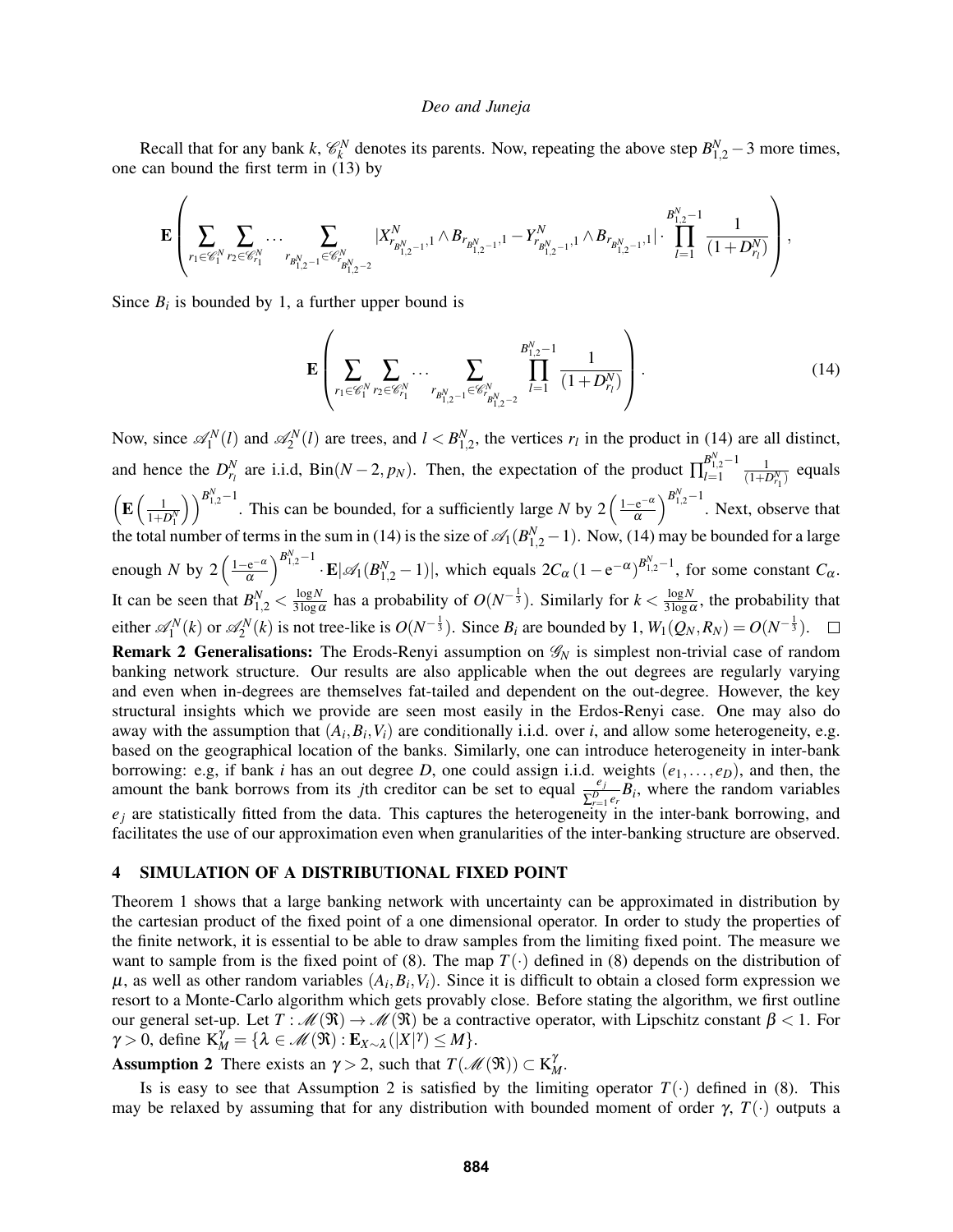Recall that for any bank $k$, $\mathscr{C}_k^N$ denotes its parents. Now, repeating the above step $B_{1,2}^N - 3$ more times, one can bound the first term in (13) by

$$\mathbf{E}\left( \sum_{r_1 \in \mathscr{C}_1^N} \sum_{r_2 \in \mathscr{C}_{r_1}^N} \cdots \sum_{r_{B_{1,2}^N-1} \in \mathscr{C}_{r_{B_{1,2}^N-2}}^N} |X_{r_{B_{1,2}^N-1},1}^N \wedge B_{r_{B_{1,2}^N-1},1} - Y_{r_{B_{1,2}^N-1},1}^N \wedge B_{r_{B_{1,2}^N-1},1}| \cdot \prod_{l=1}^{B_{1,2}^N-1} \frac{1}{(1+D_{r_l}^N)} \right),$$

Since $B_i$ is bounded by 1, a further upper bound is

$$\mathbf{E}\left( \sum_{r_1 \in \mathscr{C}_1^N} \sum_{r_2 \in \mathscr{C}_{r_1}^N} \cdots \sum_{r_{B_{1,2}^N-1} \in \mathscr{C}_{r_{B_{1,2}^N-2}}^N} \prod_{l=1}^{B_{1,2}^N-1} \frac{1}{(1+D_{r_l}^N)} \right). \tag{14}$$

Now, since $\mathscr{A}_1^N(l)$ and $\mathscr{A}_2^N(l)$ are trees, and $l < B_{1,2}^N$, the vertices $r_l$ in the product in (14) are all distinct, and hence the $D_{r_l}^N$ are i.i.d, $\text{Bin}(N-2, p_N)$. Then, the expectation of the product $\prod_{l=1}^{B_{1,2}^N-1} \frac{1}{(1+D_{r_1}^N)}$ equals $\left(\mathbf{E}\left(\frac{1}{1+D_1^N}\right)\right)^{B_{1,2}^N-1}$. This can be bounded, for a sufficiently large $N$ by $2\left(\frac{1-\mathrm{e}^{-\alpha}}{\alpha}\right)^{B_{1,2}^N-1}$. Next, observe that the total number of terms in the sum in (14) is the size of $\mathscr{A}_1(B_{1,2}^N - 1)$. Now, (14) may be bounded for a large enough $N$ by $2\left(\frac{1-\mathrm{e}^{-\alpha}}{\alpha}\right)^{B_{1,2}^N-1} \cdot \mathbf{E}|\mathscr{A}_1(B_{1,2}^N - 1)|$, which equals $2C_\alpha \left(1-\mathrm{e}^{-\alpha}\right)^{B_{1,2}^N-1}$, for some constant $C_\alpha$. It can be seen that $B_{1,2}^N < \frac{\log N}{3\log \alpha}$ has a probability of $O(N^{-\frac{1}{3}})$. Similarly for $k < \frac{\log N}{3\log \alpha}$, the probability that either $\mathscr{A}_1^N(k)$ or $\mathscr{A}_2^N(k)$ is not tree-like is $O(N^{-\frac{1}{3}})$. Since $B_i$ are bounded by 1, $W_1(Q_N, R_N) = O(N^{-\frac{1}{3}})$. $\square$

**Remark 2 Generalisations:** The Erods-Renyi assumption on $\mathscr{G}_N$ is simplest non-trivial case of random banking network structure. Our results are also applicable when the out degrees are regularly varying and even when in-degrees are themselves fat-tailed and dependent on the out-degree. However, the key structural insights which we provide are seen most easily in the Erdos-Renyi case. One may also do away with the assumption that $(A_i, B_i, V_i)$ are conditionally i.i.d. over $i$, and allow some heterogeneity, e.g. based on the geographical location of the banks. Similarly, one can introduce heterogeneity in inter-bank borrowing: e.g, if bank $i$ has an out degree $D$, one could assign i.i.d. weights $(e_1, \ldots, e_D)$, and then, the amount the bank borrows from its $j$th creditor can be set to equal $\frac{e_j}{\sum_{r=1}^D e_r} B_i$, where the random variables $e_j$ are statistically fitted from the data. This captures the heterogeneity in the inter-bank borrowing, and facilitates the use of our approximation even when granularities of the inter-banking structure are observed.

## 4 SIMULATION OF A DISTRIBUTIONAL FIXED POINT

Theorem 1 shows that a large banking network with uncertainty can be approximated in distribution by the cartesian product of the fixed point of a one dimensional operator. In order to study the properties of the finite network, it is essential to be able to draw samples from the limiting fixed point. The measure we want to sample from is the fixed point of (8). The map $T(\cdot)$ defined in (8) depends on the distribution of $\mu$, as well as other random variables $(A_i, B_i, V_i)$. Since it is difficult to obtain a closed form expression we resort to a Monte-Carlo algorithm which gets provably close. Before stating the algorithm, we first outline our general set-up. Let $T : \mathscr{M}(\mathfrak{R}) \to \mathscr{M}(\mathfrak{R})$ be a contractive operator, with Lipschitz constant $\beta < 1$. For $\gamma > 0$, define $\mathrm{K}_M^\gamma = \{\lambda \in \mathscr{M}(\mathfrak{R}) : \mathbf{E}_{X \sim \lambda}(|X|^\gamma) \leq M\}$.

**Assumption 2** There exists an $\gamma > 2$, such that $T(\mathscr{M}(\mathfrak{R})) \subset \mathrm{K}_M^\gamma$.

Is is easy to see that Assumption 2 is satisfied by the limiting operator $T(\cdot)$ defined in (8). This may be relaxed by assuming that for any distribution with bounded moment of order $\gamma$, $T(\cdot)$ outputs a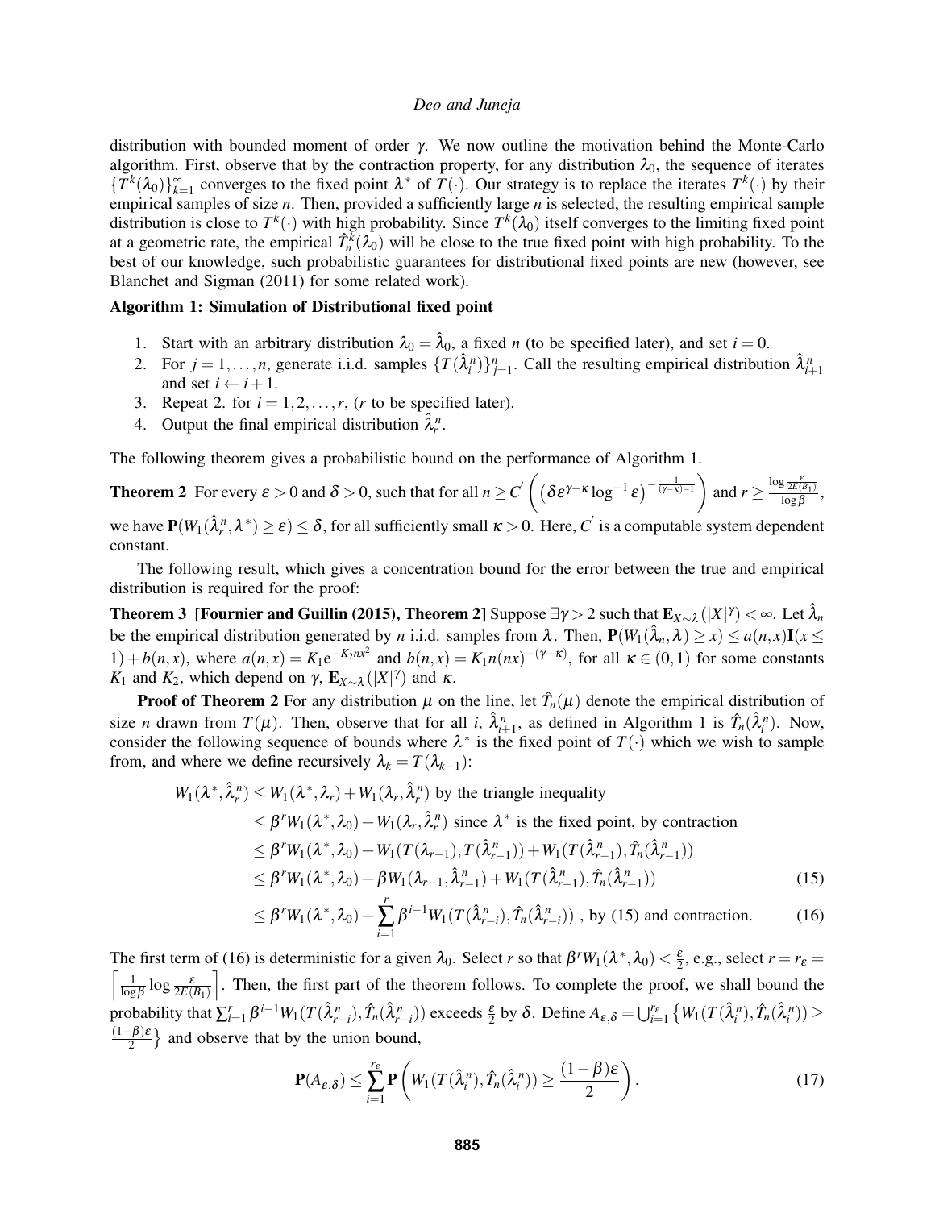distribution with bounded moment of order $\gamma$. We now outline the motivation behind the Monte-Carlo algorithm. First, observe that by the contraction property, for any distribution $\lambda_0$, the sequence of iterates $\{T^k(\lambda_0)\}_{k=1}^{\infty}$ converges to the fixed point $\lambda^*$ of $T(\cdot)$. Our strategy is to replace the iterates $T^k(\cdot)$ by their empirical samples of size $n$. Then, provided a sufficiently large $n$ is selected, the resulting empirical sample distribution is close to $T^k(\cdot)$ with high probability. Since $T^k(\lambda_0)$ itself converges to the limiting fixed point at a geometric rate, the empirical $\hat{T}_n^k(\lambda_0)$ will be close to the true fixed point with high probability. To the best of our knowledge, such probabilistic guarantees for distributional fixed points are new (however, see Blanchet and Sigman (2011) for some related work).

**Algorithm 1: Simulation of Distributional fixed point**

1. Start with an arbitrary distribution $\lambda_0 = \hat{\lambda}_0$, a fixed $n$ (to be specified later), and set $i = 0$.
2. For $j = 1, \ldots, n$, generate i.i.d. samples $\{T(\hat{\lambda}_i^n)\}_{j=1}^n$. Call the resulting empirical distribution $\hat{\lambda}_{i+1}^n$ and set $i \leftarrow i+1$.
3. Repeat 2. for $i = 1, 2, \ldots, r$, ($r$ to be specified later).
4. Output the final empirical distribution $\hat{\lambda}_r^n$.

The following theorem gives a probabilistic bound on the performance of Algorithm 1.

**Theorem 2** For every $\varepsilon > 0$ and $\delta > 0$, such that for all $n \geq C' \left( \left( \delta \varepsilon^{\gamma-\kappa} \log^{-1} \varepsilon \right)^{-\frac{1}{(\gamma-\kappa)-1}} \right)$ and $r \geq \frac{\log \frac{\varepsilon}{2E(B_1)}}{\log \beta}$, we have $\mathbf{P}(W_1(\hat{\lambda}_r^n, \lambda^*) \geq \varepsilon) \leq \delta$, for all sufficiently small $\kappa > 0$. Here, $C'$ is a computable system dependent constant.

The following result, which gives a concentration bound for the error between the true and empirical distribution is required for the proof:

**Theorem 3 [Fournier and Guillin (2015), Theorem 2]** Suppose $\exists \gamma > 2$ such that $\mathbf{E}_{X\sim\lambda}(|X|^{\gamma}) < \infty$. Let $\hat{\lambda}_n$ be the empirical distribution generated by $n$ i.i.d. samples from $\lambda$. Then, $\mathbf{P}(W_1(\hat{\lambda}_n, \lambda) \geq x) \leq a(n,x)\mathbf{I}(x \leq 1) + b(n,x)$, where $a(n,x) = K_1 \mathrm{e}^{-K_2 n x^2}$ and $b(n,x) = K_1 n (nx)^{-(\gamma-\kappa)}$, for all $\kappa \in (0,1)$ for some constants $K_1$ and $K_2$, which depend on $\gamma$, $\mathbf{E}_{X\sim\lambda}(|X|^{\gamma})$ and $\kappa$.

**Proof of Theorem 2** For any distribution $\mu$ on the line, let $\hat{T}_n(\mu)$ denote the empirical distribution of size $n$ drawn from $T(\mu)$. Then, observe that for all $i$, $\hat{\lambda}_{i+1}^n$, as defined in Algorithm 1 is $\hat{T}_n(\hat{\lambda}_i^n)$. Now, consider the following sequence of bounds where $\lambda^*$ is the fixed point of $T(\cdot)$ which we wish to sample from, and where we define recursively $\lambda_k = T(\lambda_{k-1})$:

$$
\begin{aligned}
W_1(\lambda^*, \hat{\lambda}_r^n) &\leq W_1(\lambda^*, \lambda_r) + W_1(\lambda_r, \hat{\lambda}_r^n) \text{ by the triangle inequality} \\
&\leq \beta^r W_1(\lambda^*, \lambda_0) + W_1(\lambda_r, \hat{\lambda}_r^n) \text{ since } \lambda^* \text{ is the fixed point, by contraction} \\
&\leq \beta^r W_1(\lambda^*, \lambda_0) + W_1(T(\lambda_{r-1}), T(\hat{\lambda}_{r-1}^n)) + W_1(T(\hat{\lambda}_{r-1}^n), \hat{T}_n(\hat{\lambda}_{r-1}^n)) \\
&\leq \beta^r W_1(\lambda^*, \lambda_0) + \beta W_1(\lambda_{r-1}, \hat{\lambda}_{r-1}^n) + W_1(T(\hat{\lambda}_{r-1}^n), \hat{T}_n(\hat{\lambda}_{r-1}^n)) \qquad (15) \\
&\leq \beta^r W_1(\lambda^*, \lambda_0) + \sum_{i=1}^{r} \beta^{i-1} W_1(T(\hat{\lambda}_{r-i}^n), \hat{T}_n(\hat{\lambda}_{r-i}^n)) \text{ , by (15) and contraction.} \qquad (16)
\end{aligned}
$$

The first term of (16) is deterministic for a given $\lambda_0$. Select $r$ so that $\beta^r W_1(\lambda^*, \lambda_0) < \frac{\varepsilon}{2}$, e.g., select $r = r_\varepsilon = \left\lceil \frac{1}{\log \beta} \log \frac{\varepsilon}{2E(B_1)} \right\rceil$. Then, the first part of the theorem follows. To complete the proof, we shall bound the probability that $\sum_{i=1}^{r} \beta^{i-1} W_1(T(\hat{\lambda}_{r-i}^n), \hat{T}_n(\hat{\lambda}_{r-i}^n))$ exceeds $\frac{\varepsilon}{2}$ by $\delta$. Define $A_{\varepsilon,\delta} = \bigcup_{i=1}^{r_\varepsilon} \left\{ W_1(T(\hat{\lambda}_i^n), \hat{T}_n(\hat{\lambda}_i^n)) \geq \frac{(1-\beta)\varepsilon}{2} \right\}$ and observe that by the union bound,

$$
\mathbf{P}(A_{\varepsilon,\delta}) \leq \sum_{i=1}^{r_\varepsilon} \mathbf{P}\left( W_1(T(\hat{\lambda}_i^n), \hat{T}_n(\hat{\lambda}_i^n)) \geq \frac{(1-\beta)\varepsilon}{2} \right). \qquad (17)
$$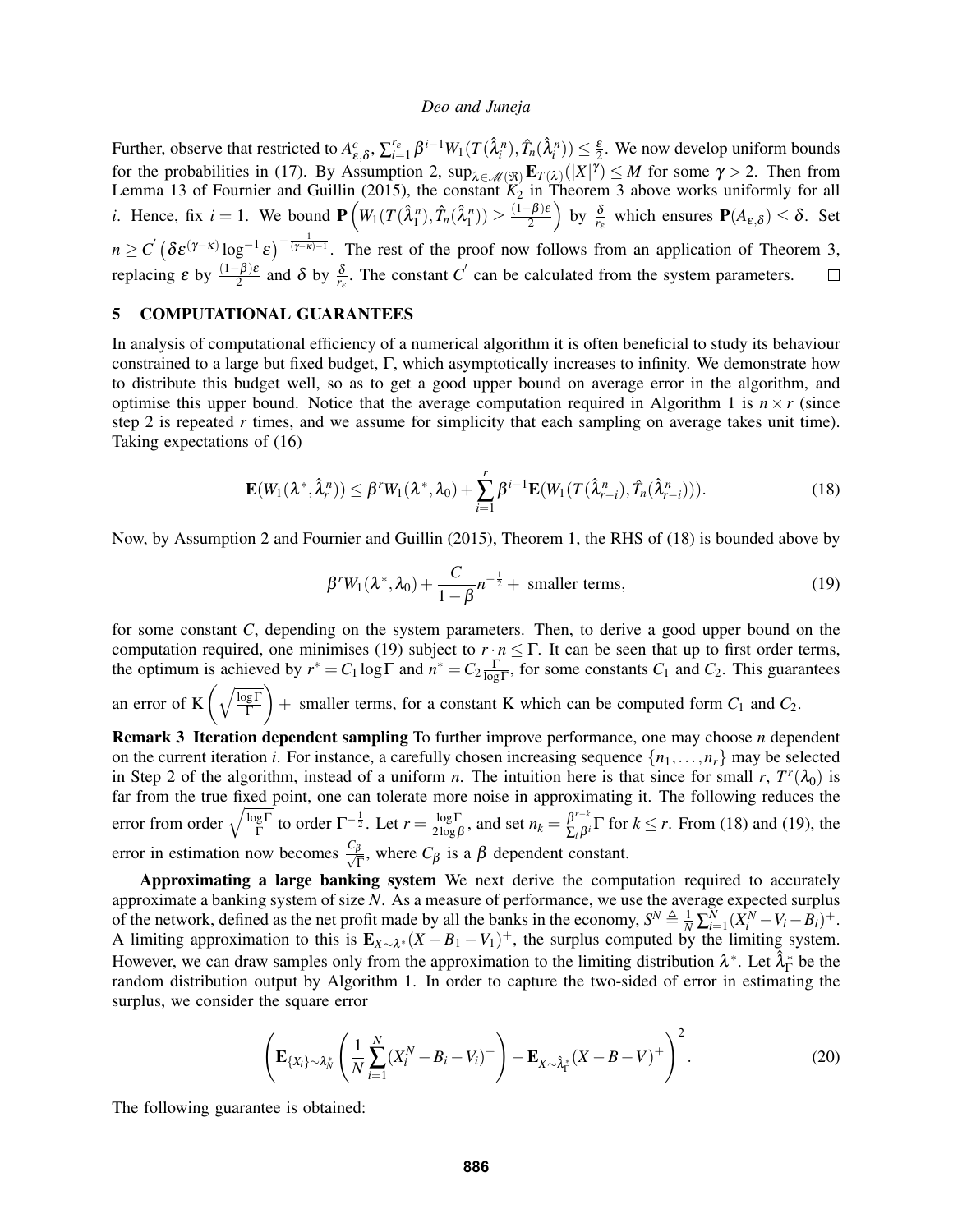Further, observe that restricted to $A^c_{\varepsilon,\delta}$, $\sum_{i=1}^{r_\varepsilon} \beta^{i-1} W_1(T(\hat{\lambda}_i^n), \hat{T}_n(\hat{\lambda}_i^n)) \leq \frac{\varepsilon}{2}$. We now develop uniform bounds for the probabilities in (17). By Assumption 2, $\sup_{\lambda \in \mathscr{M}(\Re)} \mathbf{E}_{T(\lambda)}(|X|^\gamma) \leq M$ for some $\gamma > 2$. Then from Lemma 13 of Fournier and Guillin (2015), the constant $K_2$ in Theorem 3 above works uniformly for all $i$. Hence, fix $i = 1$. We bound $\mathbf{P}\left(W_1(T(\hat{\lambda}_1^n), \hat{T}_n(\hat{\lambda}_1^n)) \geq \frac{(1-\beta)\varepsilon}{2}\right)$ by $\frac{\delta}{r_\varepsilon}$ which ensures $\mathbf{P}(A_{\varepsilon,\delta}) \leq \delta$. Set $n \geq C'\left(\delta \varepsilon^{(\gamma-\kappa)} \log^{-1} \varepsilon\right)^{-\frac{1}{(\gamma-\kappa)-1}}$. The rest of the proof now follows from an application of Theorem 3, replacing $\varepsilon$ by $\frac{(1-\beta)\varepsilon}{2}$ and $\delta$ by $\frac{\delta}{r_\varepsilon}$. The constant $C'$ can be calculated from the system parameters. □

## 5 COMPUTATIONAL GUARANTEES

In analysis of computational efficiency of a numerical algorithm it is often beneficial to study its behaviour constrained to a large but fixed budget, $\Gamma$, which asymptotically increases to infinity. We demonstrate how to distribute this budget well, so as to get a good upper bound on average error in the algorithm, and optimise this upper bound. Notice that the average computation required in Algorithm 1 is $n \times r$ (since step 2 is repeated $r$ times, and we assume for simplicity that each sampling on average takes unit time). Taking expectations of (16)

$$\mathbf{E}(W_1(\lambda^*, \hat{\lambda}_r^n)) \leq \beta^r W_1(\lambda^*, \lambda_0) + \sum_{i=1}^{r} \beta^{i-1} \mathbf{E}(W_1(T(\hat{\lambda}_{r-i}^n), \hat{T}_n(\hat{\lambda}_{r-i}^n))). \tag{18}$$

Now, by Assumption 2 and Fournier and Guillin (2015), Theorem 1, the RHS of (18) is bounded above by

$$\beta^r W_1(\lambda^*, \lambda_0) + \frac{C}{1-\beta} n^{-\frac{1}{2}} + \text{ smaller terms}, \tag{19}$$

for some constant $C$, depending on the system parameters. Then, to derive a good upper bound on the computation required, one minimises (19) subject to $r \cdot n \leq \Gamma$. It can be seen that up to first order terms, the optimum is achieved by $r^* = C_1 \log \Gamma$ and $n^* = C_2 \frac{\Gamma}{\log \Gamma}$, for some constants $C_1$ and $C_2$. This guarantees an error of $\mathrm{K}\left(\sqrt{\frac{\log \Gamma}{\Gamma}}\right) +$ smaller terms, for a constant K which can be computed form $C_1$ and $C_2$.

**Remark 3 Iteration dependent sampling** To further improve performance, one may choose $n$ dependent on the current iteration $i$. For instance, a carefully chosen increasing sequence $\{n_1, \ldots, n_r\}$ may be selected in Step 2 of the algorithm, instead of a uniform $n$. The intuition here is that since for small $r$, $T^r(\lambda_0)$ is far from the true fixed point, one can tolerate more noise in approximating it. The following reduces the error from order $\sqrt{\frac{\log \Gamma}{\Gamma}}$ to order $\Gamma^{-\frac{1}{2}}$. Let $r = \frac{\log \Gamma}{2 \log \beta}$, and set $n_k = \frac{\beta^{r-k}}{\sum_i \beta^i} \Gamma$ for $k \leq r$. From (18) and (19), the error in estimation now becomes $\frac{C_\beta}{\sqrt{\Gamma}}$, where $C_\beta$ is a $\beta$ dependent constant.

**Approximating a large banking system** We next derive the computation required to accurately approximate a banking system of size $N$. As a measure of performance, we use the average expected surplus of the network, defined as the net profit made by all the banks in the economy, $S^N \triangleq \frac{1}{N} \sum_{i=1}^{N} (X_i^N - V_i - B_i)^+$. A limiting approximation to this is $\mathbf{E}_{X \sim \lambda^*}(X - B_1 - V_1)^+$, the surplus computed by the limiting system. However, we can draw samples only from the approximation to the limiting distribution $\lambda^*$. Let $\hat{\lambda}_\Gamma^*$ be the random distribution output by Algorithm 1. In order to capture the two-sided of error in estimating the surplus, we consider the square error

$$\left(\mathbf{E}_{\{X_i\} \sim \lambda_N^*} \left(\frac{1}{N} \sum_{i=1}^{N} (X_i^N - B_i - V_i)^+\right) - \mathbf{E}_{X \sim \hat{\lambda}_\Gamma^*}(X - B - V)^+\right)^2. \tag{20}$$

The following guarantee is obtained: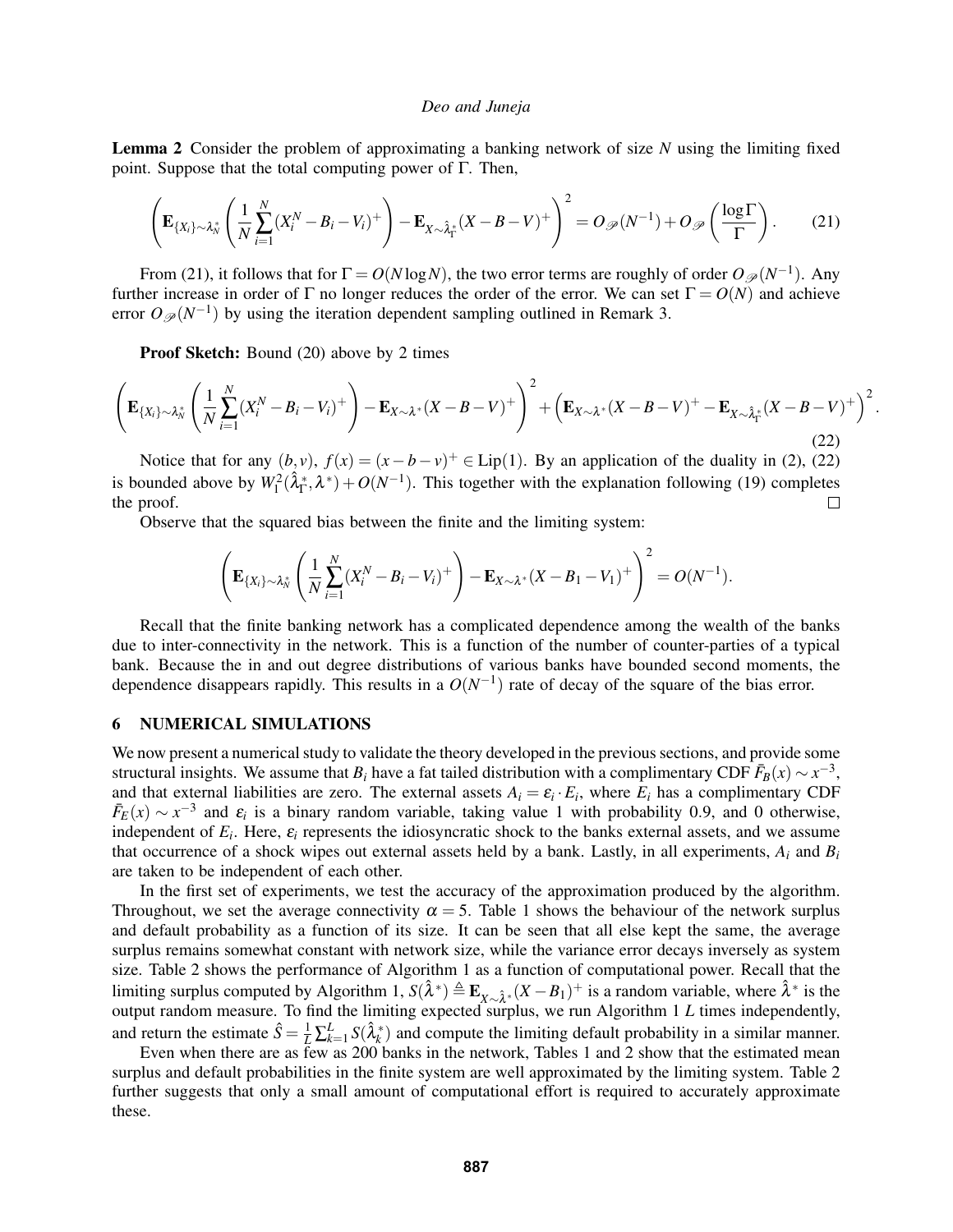**Lemma 2** Consider the problem of approximating a banking network of size $N$ using the limiting fixed point. Suppose that the total computing power of $\Gamma$. Then,

$$\left(\mathbf{E}_{\{X_i\}\sim\lambda_N^*}\left(\frac{1}{N}\sum_{i=1}^{N}(X_i^N - B_i - V_i)^+\right) - \mathbf{E}_{X\sim\hat{\lambda}_\Gamma^*}(X - B - V)^+\right)^2 = O_{\mathscr{P}}(N^{-1}) + O_{\mathscr{P}}\left(\frac{\log\Gamma}{\Gamma}\right). \tag{21}$$

From (21), it follows that for $\Gamma = O(N\log N)$, the two error terms are roughly of order $O_{\mathscr{P}}(N^{-1})$. Any further increase in order of $\Gamma$ no longer reduces the order of the error. We can set $\Gamma = O(N)$ and achieve error $O_{\mathscr{P}}(N^{-1})$ by using the iteration dependent sampling outlined in Remark 3.

**Proof Sketch:** Bound (20) above by 2 times

$$\left(\mathbf{E}_{\{X_i\}\sim\lambda_N^*}\left(\frac{1}{N}\sum_{i=1}^{N}(X_i^N - B_i - V_i)^+\right) - \mathbf{E}_{X\sim\lambda^*}(X - B - V)^+\right)^2 + \left(\mathbf{E}_{X\sim\lambda^*}(X - B - V)^+ - \mathbf{E}_{X\sim\hat{\lambda}_\Gamma^*}(X - B - V)^+\right)^2. \tag{22}$$

Notice that for any $(b, v)$, $f(x) = (x - b - v)^+ \in \mathrm{Lip}(1)$. By an application of the duality in (2), (22) is bounded above by $W_1^2(\hat{\lambda}_\Gamma^*, \lambda^*) + O(N^{-1})$. This together with the explanation following (19) completes the proof. $\square$

Observe that the squared bias between the finite and the limiting system:

$$\left(\mathbf{E}_{\{X_i\}\sim\lambda_N^*}\left(\frac{1}{N}\sum_{i=1}^{N}(X_i^N - B_i - V_i)^+\right) - \mathbf{E}_{X\sim\lambda^*}(X - B_1 - V_1)^+\right)^2 = O(N^{-1}).$$

Recall that the finite banking network has a complicated dependence among the wealth of the banks due to inter-connectivity in the network. This is a function of the number of counter-parties of a typical bank. Because the in and out degree distributions of various banks have bounded second moments, the dependence disappears rapidly. This results in a $O(N^{-1})$ rate of decay of the square of the bias error.

## 6 NUMERICAL SIMULATIONS

We now present a numerical study to validate the theory developed in the previous sections, and provide some structural insights. We assume that $B_i$ have a fat tailed distribution with a complimentary CDF $\bar{F}_B(x) \sim x^{-3}$, and that external liabilities are zero. The external assets $A_i = \varepsilon_i \cdot E_i$, where $E_i$ has a complimentary CDF $\bar{F}_E(x) \sim x^{-3}$ and $\varepsilon_i$ is a binary random variable, taking value 1 with probability 0.9, and 0 otherwise, independent of $E_i$. Here, $\varepsilon_i$ represents the idiosyncratic shock to the banks external assets, and we assume that occurrence of a shock wipes out external assets held by a bank. Lastly, in all experiments, $A_i$ and $B_i$ are taken to be independent of each other.

In the first set of experiments, we test the accuracy of the approximation produced by the algorithm. Throughout, we set the average connectivity $\alpha = 5$. Table 1 shows the behaviour of the network surplus and default probability as a function of its size. It can be seen that all else kept the same, the average surplus remains somewhat constant with network size, while the variance error decays inversely as system size. Table 2 shows the performance of Algorithm 1 as a function of computational power. Recall that the limiting surplus computed by Algorithm 1, $S(\hat{\lambda}^*) \triangleq \mathbf{E}_{X\sim\hat{\lambda}^*}(X - B_1)^+$ is a random variable, where $\hat{\lambda}^*$ is the output random measure. To find the limiting expected surplus, we run Algorithm 1 $L$ times independently, and return the estimate $\hat{S} = \frac{1}{L}\sum_{k=1}^{L} S(\hat{\lambda}_k^*)$ and compute the limiting default probability in a similar manner.

Even when there are as few as 200 banks in the network, Tables 1 and 2 show that the estimated mean surplus and default probabilities in the finite system are well approximated by the limiting system. Table 2 further suggests that only a small amount of computational effort is required to accurately approximate these.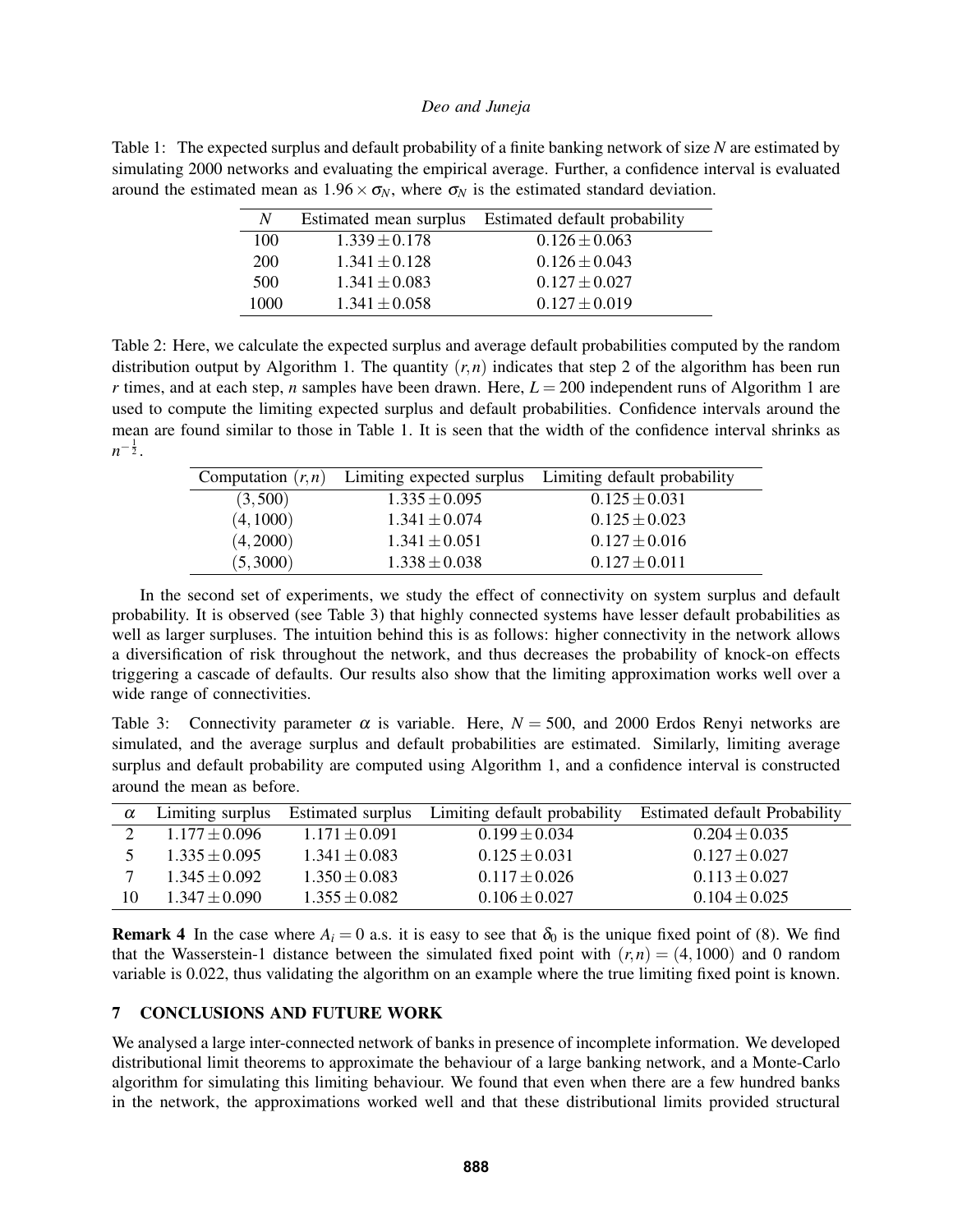Table 1: The expected surplus and default probability of a finite banking network of size $N$ are estimated by simulating 2000 networks and evaluating the empirical average. Further, a confidence interval is evaluated around the estimated mean as $1.96 \times \sigma_N$, where $\sigma_N$ is the estimated standard deviation.

| $N$ | Estimated mean surplus | Estimated default probability |
|---|---|---|
| 100 | $1.339 \pm 0.178$ | $0.126 \pm 0.063$ |
| 200 | $1.341 \pm 0.128$ | $0.126 \pm 0.043$ |
| 500 | $1.341 \pm 0.083$ | $0.127 \pm 0.027$ |
| 1000 | $1.341 \pm 0.058$ | $0.127 \pm 0.019$ |

Table 2: Here, we calculate the expected surplus and average default probabilities computed by the random distribution output by Algorithm 1. The quantity $(r,n)$ indicates that step 2 of the algorithm has been run $r$ times, and at each step, $n$ samples have been drawn. Here, $L = 200$ independent runs of Algorithm 1 are used to compute the limiting expected surplus and default probabilities. Confidence intervals around the mean are found similar to those in Table 1. It is seen that the width of the confidence interval shrinks as $n^{-\frac{1}{2}}$.

| Computation $(r,n)$ | Limiting expected surplus | Limiting default probability |
|---|---|---|
| $(3,500)$ | $1.335 \pm 0.095$ | $0.125 \pm 0.031$ |
| $(4,1000)$ | $1.341 \pm 0.074$ | $0.125 \pm 0.023$ |
| $(4,2000)$ | $1.341 \pm 0.051$ | $0.127 \pm 0.016$ |
| $(5,3000)$ | $1.338 \pm 0.038$ | $0.127 \pm 0.011$ |

In the second set of experiments, we study the effect of connectivity on system surplus and default probability. It is observed (see Table 3) that highly connected systems have lesser default probabilities as well as larger surpluses. The intuition behind this is as follows: higher connectivity in the network allows a diversification of risk throughout the network, and thus decreases the probability of knock-on effects triggering a cascade of defaults. Our results also show that the limiting approximation works well over a wide range of connectivities.

Table 3: Connectivity parameter $\alpha$ is variable. Here, $N = 500$, and 2000 Erdos Renyi networks are simulated, and the average surplus and default probabilities are estimated. Similarly, limiting average surplus and default probability are computed using Algorithm 1, and a confidence interval is constructed around the mean as before.

| $\alpha$ | Limiting surplus | Estimated surplus | Limiting default probability | Estimated default Probability |
|---|---|---|---|---|
| 2 | $1.177 \pm 0.096$ | $1.171 \pm 0.091$ | $0.199 \pm 0.034$ | $0.204 \pm 0.035$ |
| 5 | $1.335 \pm 0.095$ | $1.341 \pm 0.083$ | $0.125 \pm 0.031$ | $0.127 \pm 0.027$ |
| 7 | $1.345 \pm 0.092$ | $1.350 \pm 0.083$ | $0.117 \pm 0.026$ | $0.113 \pm 0.027$ |
| 10 | $1.347 \pm 0.090$ | $1.355 \pm 0.082$ | $0.106 \pm 0.027$ | $0.104 \pm 0.025$ |

**Remark 4** In the case where $A_i = 0$ a.s. it is easy to see that $\delta_0$ is the unique fixed point of (8). We find that the Wasserstein-1 distance between the simulated fixed point with $(r,n) = (4,1000)$ and 0 random variable is 0.022, thus validating the algorithm on an example where the true limiting fixed point is known.

## 7 CONCLUSIONS AND FUTURE WORK

We analysed a large inter-connected network of banks in presence of incomplete information. We developed distributional limit theorems to approximate the behaviour of a large banking network, and a Monte-Carlo algorithm for simulating this limiting behaviour. We found that even when there are a few hundred banks in the network, the approximations worked well and that these distributional limits provided structural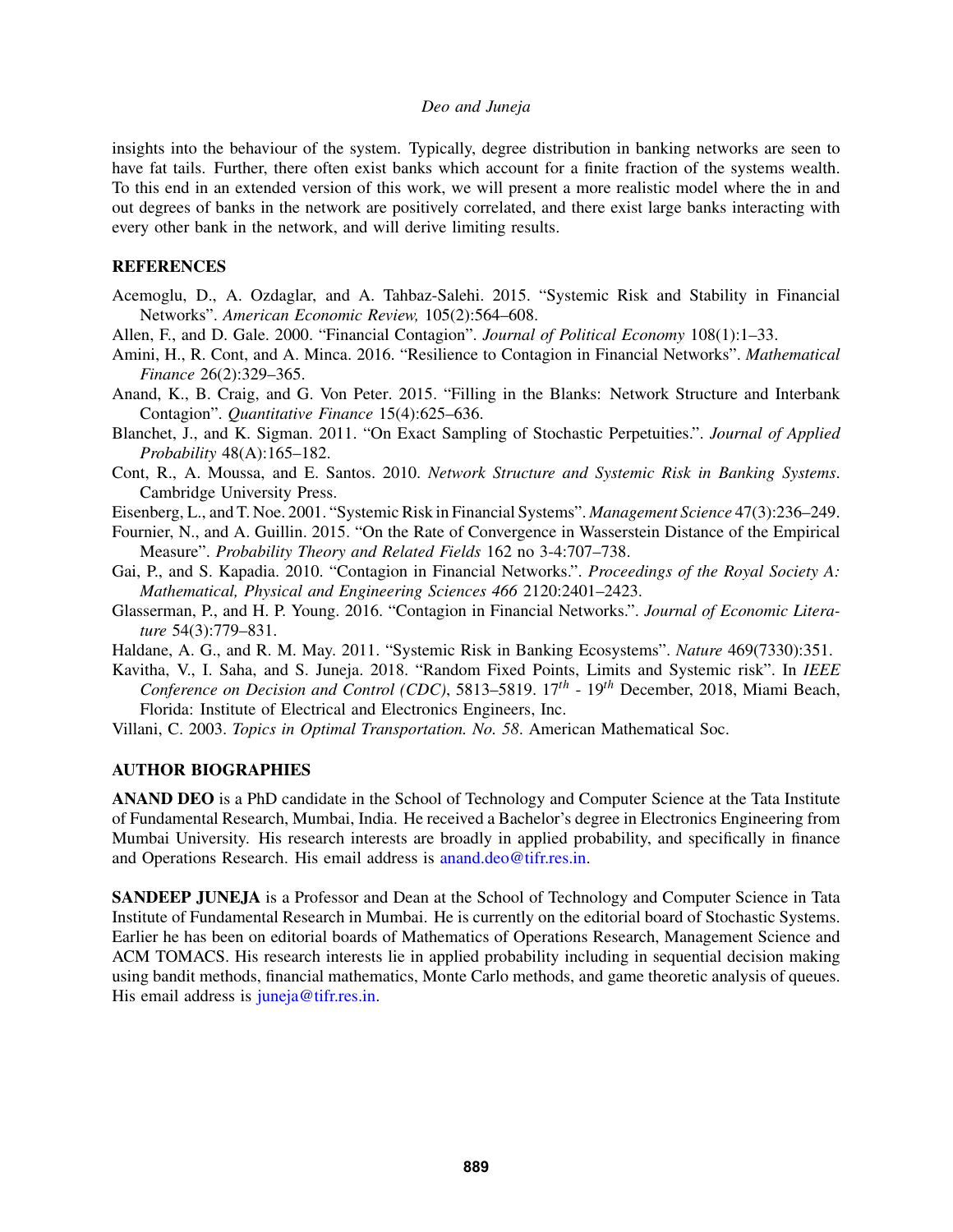insights into the behaviour of the system. Typically, degree distribution in banking networks are seen to have fat tails. Further, there often exist banks which account for a finite fraction of the systems wealth. To this end in an extended version of this work, we will present a more realistic model where the in and out degrees of banks in the network are positively correlated, and there exist large banks interacting with every other bank in the network, and will derive limiting results.

## REFERENCES

Acemoglu, D., A. Ozdaglar, and A. Tahbaz-Salehi. 2015. "Systemic Risk and Stability in Financial Networks". *American Economic Review,* 105(2):564–608.

Allen, F., and D. Gale. 2000. "Financial Contagion". *Journal of Political Economy* 108(1):1–33.

Amini, H., R. Cont, and A. Minca. 2016. "Resilience to Contagion in Financial Networks". *Mathematical Finance* 26(2):329–365.

Anand, K., B. Craig, and G. Von Peter. 2015. "Filling in the Blanks: Network Structure and Interbank Contagion". *Quantitative Finance* 15(4):625–636.

Blanchet, J., and K. Sigman. 2011. "On Exact Sampling of Stochastic Perpetuities.". *Journal of Applied Probability* 48(A):165–182.

Cont, R., A. Moussa, and E. Santos. 2010. *Network Structure and Systemic Risk in Banking Systems*. Cambridge University Press.

Eisenberg, L., and T. Noe. 2001. "Systemic Risk in Financial Systems". *Management Science* 47(3):236–249.

Fournier, N., and A. Guillin. 2015. "On the Rate of Convergence in Wasserstein Distance of the Empirical Measure". *Probability Theory and Related Fields* 162 no 3-4:707–738.

Gai, P., and S. Kapadia. 2010. "Contagion in Financial Networks.". *Proceedings of the Royal Society A: Mathematical, Physical and Engineering Sciences 466* 2120:2401–2423.

Glasserman, P., and H. P. Young. 2016. "Contagion in Financial Networks.". *Journal of Economic Literature* 54(3):779–831.

Haldane, A. G., and R. M. May. 2011. "Systemic Risk in Banking Ecosystems". *Nature* 469(7330):351.

Kavitha, V., I. Saha, and S. Juneja. 2018. "Random Fixed Points, Limits and Systemic risk". In *IEEE Conference on Decision and Control (CDC)*, 5813–5819. $17^{th}$ - $19^{th}$ December, 2018, Miami Beach, Florida: Institute of Electrical and Electronics Engineers, Inc.

Villani, C. 2003. *Topics in Optimal Transportation. No. 58*. American Mathematical Soc.

## AUTHOR BIOGRAPHIES

**ANAND DEO** is a PhD candidate in the School of Technology and Computer Science at the Tata Institute of Fundamental Research, Mumbai, India. He received a Bachelor's degree in Electronics Engineering from Mumbai University. His research interests are broadly in applied probability, and specifically in finance and Operations Research. His email address is anand.deo@tifr.res.in.

**SANDEEP JUNEJA** is a Professor and Dean at the School of Technology and Computer Science in Tata Institute of Fundamental Research in Mumbai. He is currently on the editorial board of Stochastic Systems. Earlier he has been on editorial boards of Mathematics of Operations Research, Management Science and ACM TOMACS. His research interests lie in applied probability including in sequential decision making using bandit methods, financial mathematics, Monte Carlo methods, and game theoretic analysis of queues. His email address is juneja@tifr.res.in.